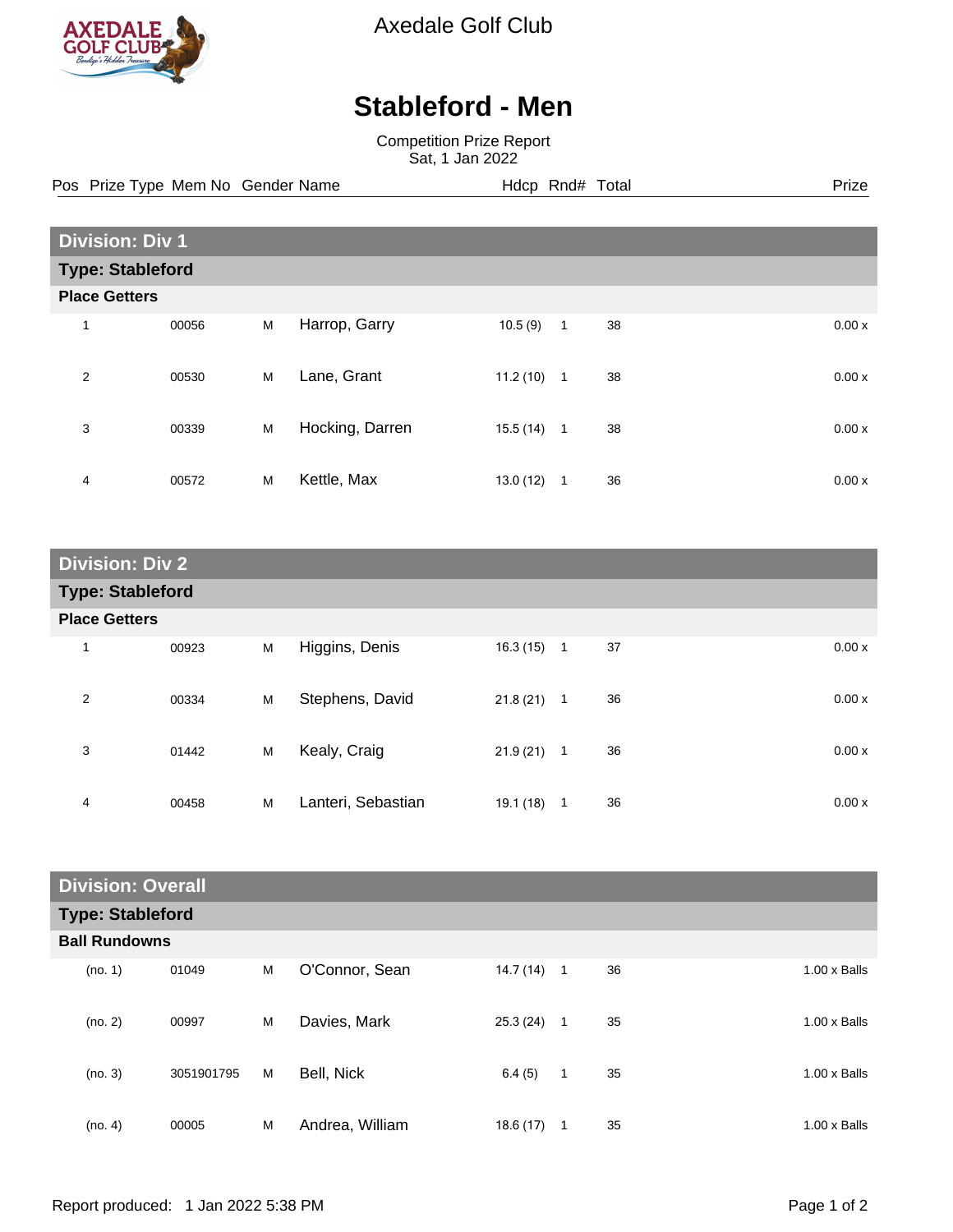Axedale Golf Club

# Stableford - Men

Competition Prize Report
Sat, 1 Jan 2022

| Pos | Prize Type | Mem No | Gender | Name | Hdcp | Rnd# | Total | Prize |
|---|---|---|---|---|---|---|---|---|
| **Division: Div 1** | | | | | | | | |
| **Type: Stableford** | | | | | | | | |
| **Place Getters** | | | | | | | | |
| 1 | | 00056 | M | Harrop, Garry | 10.5 (9) | 1 | 38 | 0.00 x |
| 2 | | 00530 | M | Lane, Grant | 11.2 (10) | 1 | 38 | 0.00 x |
| 3 | | 00339 | M | Hocking, Darren | 15.5 (14) | 1 | 38 | 0.00 x |
| 4 | | 00572 | M | Kettle, Max | 13.0 (12) | 1 | 36 | 0.00 x |
| **Division: Div 2** | | | | | | | | |
| **Type: Stableford** | | | | | | | | |
| **Place Getters** | | | | | | | | |
| 1 | | 00923 | M | Higgins, Denis | 16.3 (15) | 1 | 37 | 0.00 x |
| 2 | | 00334 | M | Stephens, David | 21.8 (21) | 1 | 36 | 0.00 x |
| 3 | | 01442 | M | Kealy, Craig | 21.9 (21) | 1 | 36 | 0.00 x |
| 4 | | 00458 | M | Lanteri, Sebastian | 19.1 (18) | 1 | 36 | 0.00 x |
| **Division: Overall** | | | | | | | | |
| **Type: Stableford** | | | | | | | | |
| **Ball Rundowns** | | | | | | | | |
| (no. 1) | | 01049 | M | O'Connor, Sean | 14.7 (14) | 1 | 36 | 1.00 x Balls |
| (no. 2) | | 00997 | M | Davies, Mark | 25.3 (24) | 1 | 35 | 1.00 x Balls |
| (no. 3) | | 3051901795 | M | Bell, Nick | 6.4 (5) | 1 | 35 | 1.00 x Balls |
| (no. 4) | | 00005 | M | Andrea, William | 18.6 (17) | 1 | 35 | 1.00 x Balls |

Report produced: 1 Jan 2022 5:38 PM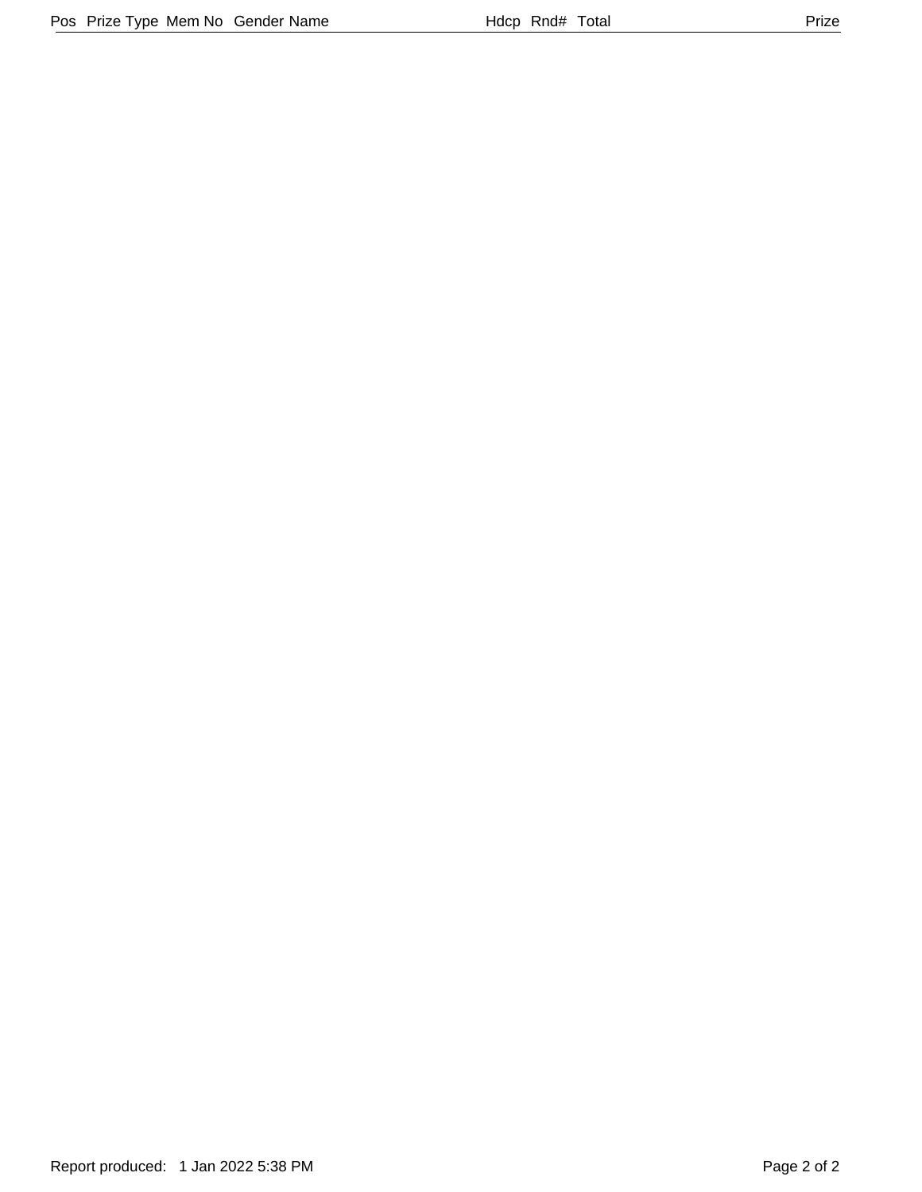| Pos | Prize Type | Mem No | Gender | Name | Hdcp | Rnd# | Total | Prize |
|---|---|---|---|---|---|---|---|---|

Report produced: 1 Jan 2022 5:38 PM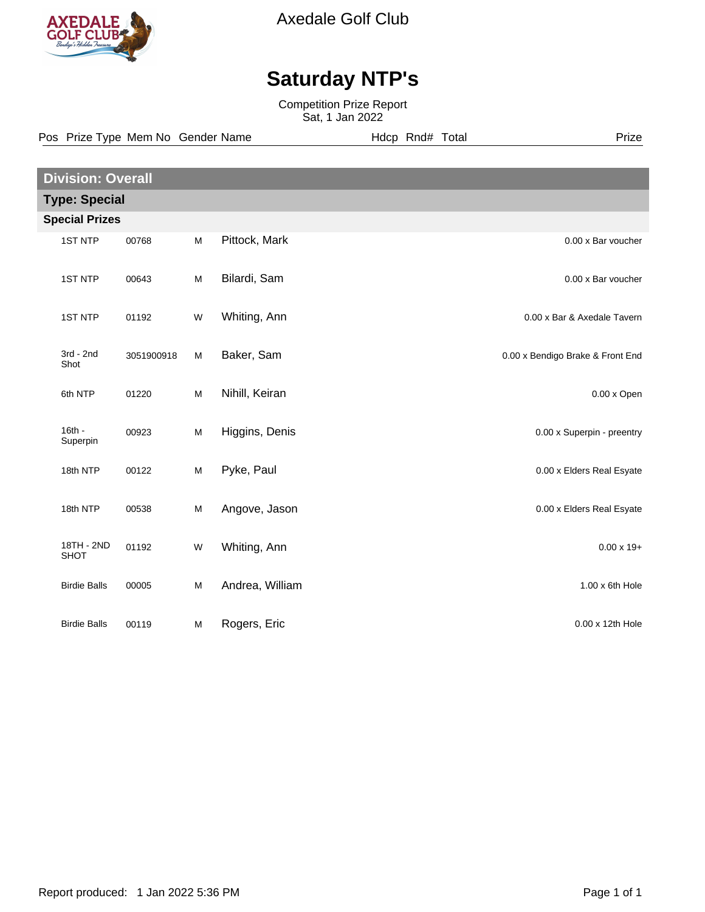Axedale Golf Club

# Saturday NTP's

Competition Prize Report
Sat, 1 Jan 2022

## Division: Overall

### Type: Special

#### Special Prizes

| Pos | Prize Type | Mem No | Gender | Name | Hdcp | Rnd# | Total | Prize |
|---|---|---|---|---|---|---|---|---|
| | 1ST NTP | 00768 | M | Pittock, Mark | | | | 0.00 x Bar voucher |
| | 1ST NTP | 00643 | M | Bilardi, Sam | | | | 0.00 x Bar voucher |
| | 1ST NTP | 01192 | W | Whiting, Ann | | | | 0.00 x Bar & Axedale Tavern |
| | 3rd - 2nd Shot | 3051900918 | M | Baker, Sam | | | | 0.00 x Bendigo Brake & Front End |
| | 6th NTP | 01220 | M | Nihill, Keiran | | | | 0.00 x Open |
| | 16th - Superpin | 00923 | M | Higgins, Denis | | | | 0.00 x Superpin - preentry |
| | 18th NTP | 00122 | M | Pyke, Paul | | | | 0.00 x Elders Real Esyate |
| | 18th NTP | 00538 | M | Angove, Jason | | | | 0.00 x Elders Real Esyate |
| | 18TH - 2ND SHOT | 01192 | W | Whiting, Ann | | | | 0.00 x 19+ |
| | Birdie Balls | 00005 | M | Andrea, William | | | | 1.00 x 6th Hole |
| | Birdie Balls | 00119 | M | Rogers, Eric | | | | 0.00 x 12th Hole |

Report produced: 1 Jan 2022 5:36 PM